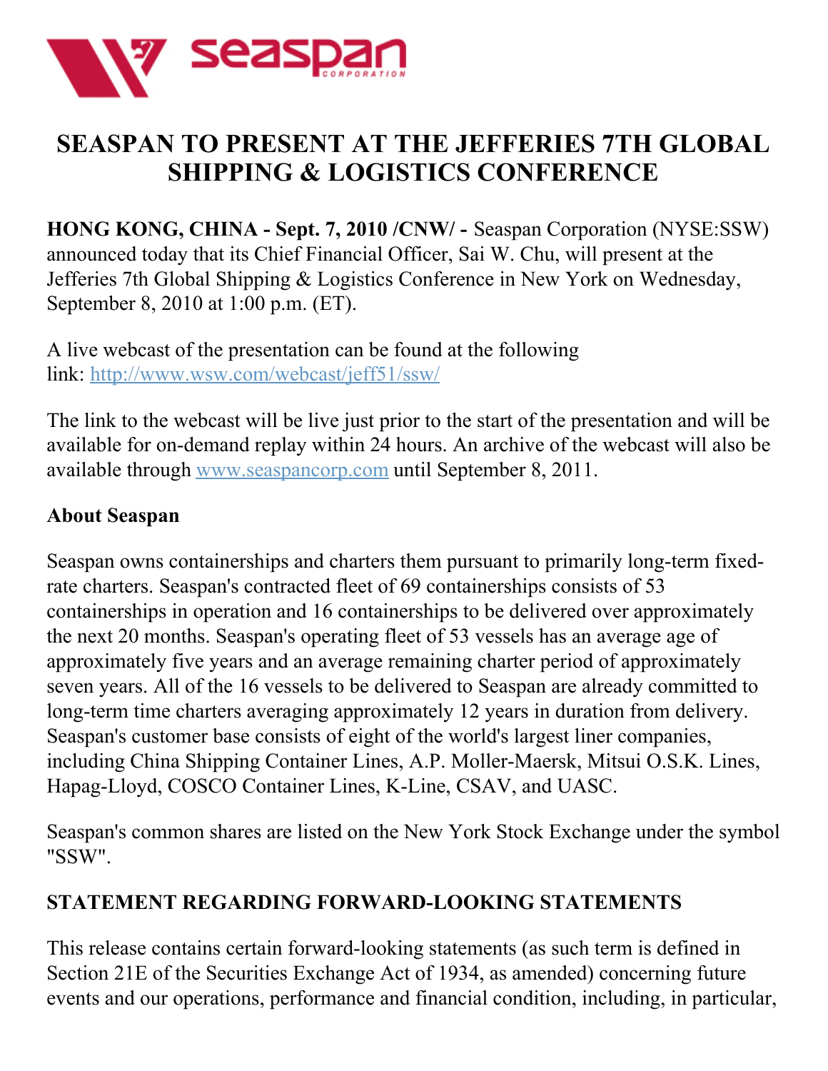# SEASPAN TO PRESENT AT THE JEFFERIES 7TH GLOBAL SHIPPING & LOGISTICS CONFERENCE

**HONG KONG, CHINA - Sept. 7, 2010 /CNW/ -** Seaspan Corporation (NYSE:SSW) announced today that its Chief Financial Officer, Sai W. Chu, will present at the Jefferies 7th Global Shipping & Logistics Conference in New York on Wednesday, September 8, 2010 at 1:00 p.m. (ET).

A live webcast of the presentation can be found at the following link: http://www.wsw.com/webcast/jeff51/ssw/

The link to the webcast will be live just prior to the start of the presentation and will be available for on-demand replay within 24 hours. An archive of the webcast will also be available through www.seaspancorp.com until September 8, 2011.

## About Seaspan

Seaspan owns containerships and charters them pursuant to primarily long-term fixed-rate charters. Seaspan's contracted fleet of 69 containerships consists of 53 containerships in operation and 16 containerships to be delivered over approximately the next 20 months. Seaspan's operating fleet of 53 vessels has an average age of approximately five years and an average remaining charter period of approximately seven years. All of the 16 vessels to be delivered to Seaspan are already committed to long-term time charters averaging approximately 12 years in duration from delivery. Seaspan's customer base consists of eight of the world's largest liner companies, including China Shipping Container Lines, A.P. Moller-Maersk, Mitsui O.S.K. Lines, Hapag-Lloyd, COSCO Container Lines, K-Line, CSAV, and UASC.

Seaspan's common shares are listed on the New York Stock Exchange under the symbol "SSW".

## STATEMENT REGARDING FORWARD-LOOKING STATEMENTS

This release contains certain forward-looking statements (as such term is defined in Section 21E of the Securities Exchange Act of 1934, as amended) concerning future events and our operations, performance and financial condition, including, in particular,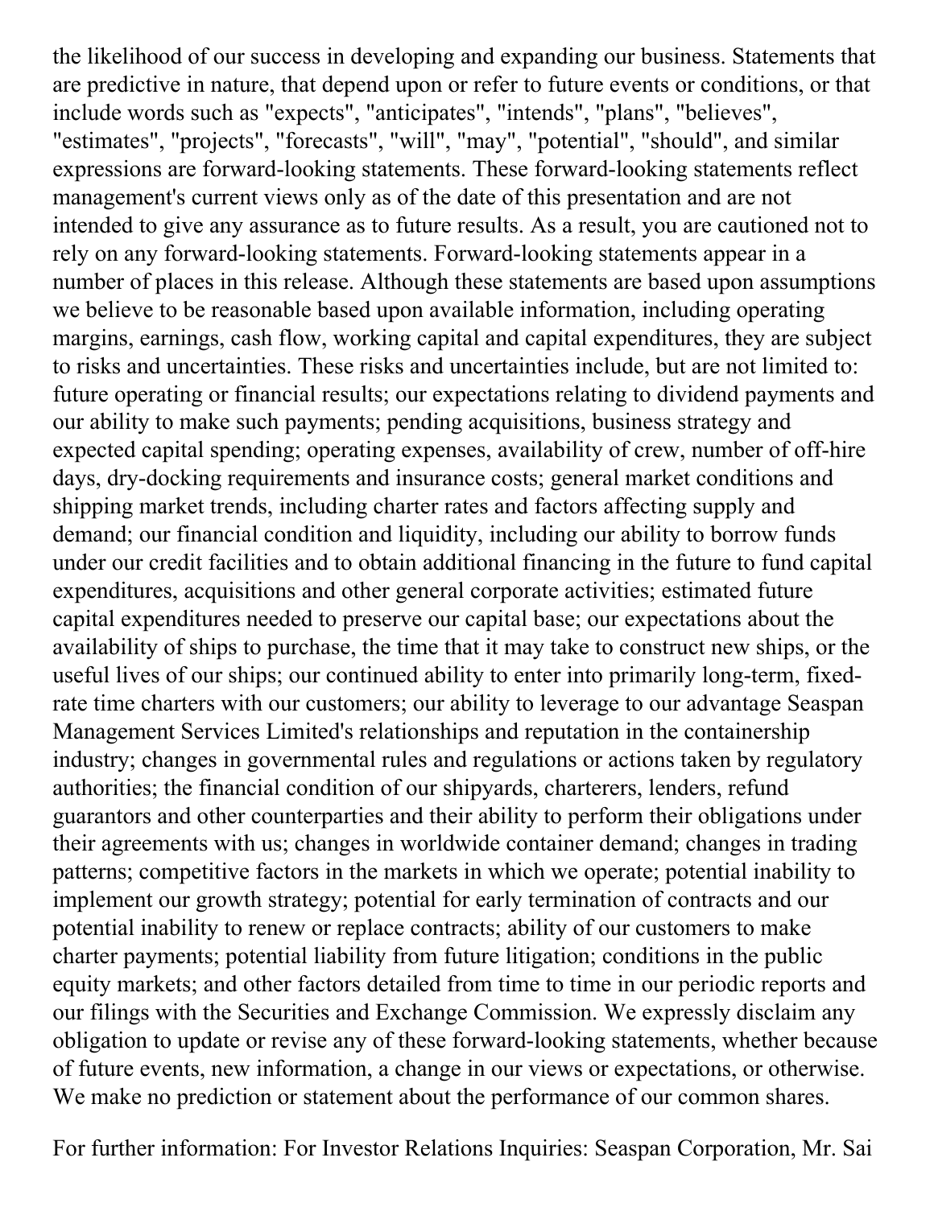the likelihood of our success in developing and expanding our business. Statements that are predictive in nature, that depend upon or refer to future events or conditions, or that include words such as "expects", "anticipates", "intends", "plans", "believes", "estimates", "projects", "forecasts", "will", "may", "potential", "should", and similar expressions are forward-looking statements. These forward-looking statements reflect management's current views only as of the date of this presentation and are not intended to give any assurance as to future results. As a result, you are cautioned not to rely on any forward-looking statements. Forward-looking statements appear in a number of places in this release. Although these statements are based upon assumptions we believe to be reasonable based upon available information, including operating margins, earnings, cash flow, working capital and capital expenditures, they are subject to risks and uncertainties. These risks and uncertainties include, but are not limited to: future operating or financial results; our expectations relating to dividend payments and our ability to make such payments; pending acquisitions, business strategy and expected capital spending; operating expenses, availability of crew, number of off-hire days, dry-docking requirements and insurance costs; general market conditions and shipping market trends, including charter rates and factors affecting supply and demand; our financial condition and liquidity, including our ability to borrow funds under our credit facilities and to obtain additional financing in the future to fund capital expenditures, acquisitions and other general corporate activities; estimated future capital expenditures needed to preserve our capital base; our expectations about the availability of ships to purchase, the time that it may take to construct new ships, or the useful lives of our ships; our continued ability to enter into primarily long-term, fixed-rate time charters with our customers; our ability to leverage to our advantage Seaspan Management Services Limited's relationships and reputation in the containership industry; changes in governmental rules and regulations or actions taken by regulatory authorities; the financial condition of our shipyards, charterers, lenders, refund guarantors and other counterparties and their ability to perform their obligations under their agreements with us; changes in worldwide container demand; changes in trading patterns; competitive factors in the markets in which we operate; potential inability to implement our growth strategy; potential for early termination of contracts and our potential inability to renew or replace contracts; ability of our customers to make charter payments; potential liability from future litigation; conditions in the public equity markets; and other factors detailed from time to time in our periodic reports and our filings with the Securities and Exchange Commission. We expressly disclaim any obligation to update or revise any of these forward-looking statements, whether because of future events, new information, a change in our views or expectations, or otherwise. We make no prediction or statement about the performance of our common shares.

For further information: For Investor Relations Inquiries: Seaspan Corporation, Mr. Sai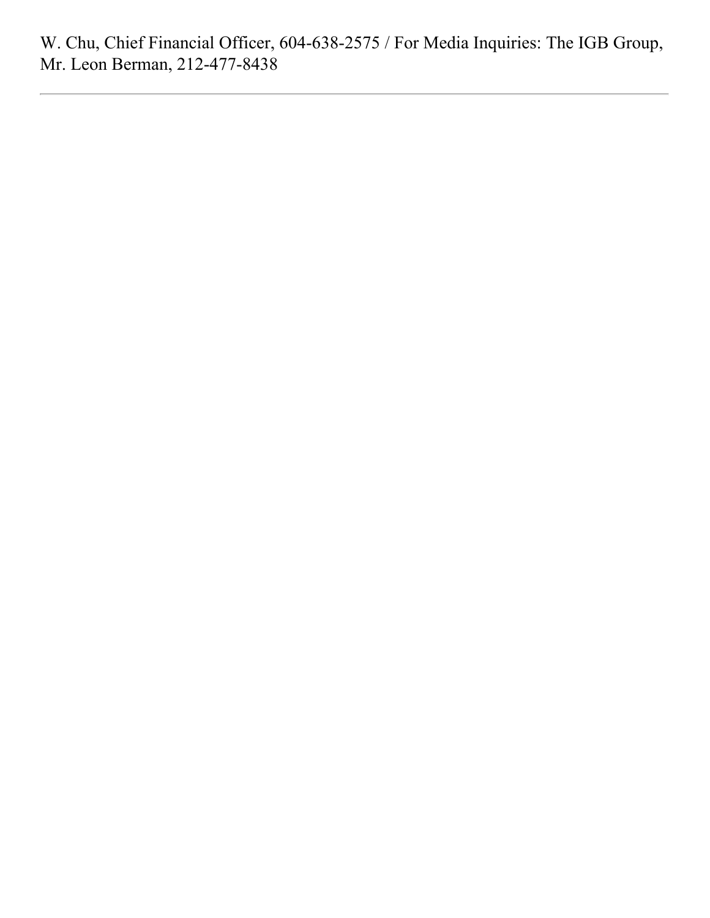W. Chu, Chief Financial Officer, 604-638-2575 / For Media Inquiries: The IGB Group, Mr. Leon Berman, 212-477-8438

---